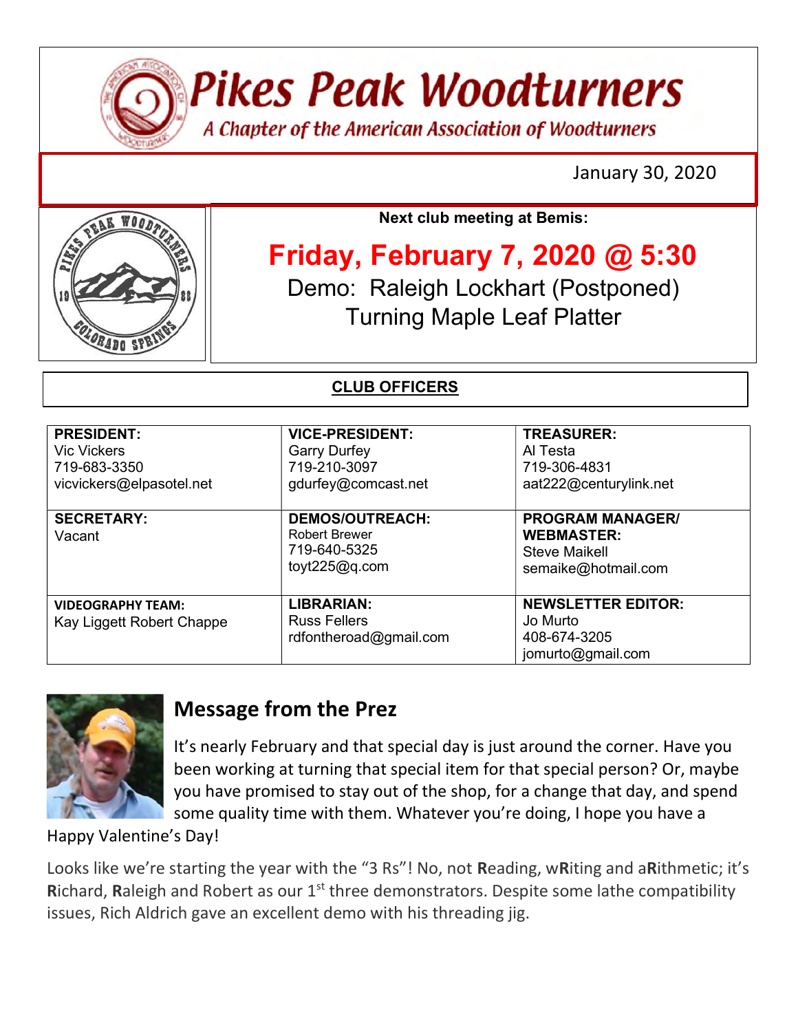# Pikes Peak Woodturners

*A Chapter of the American Association of Woodturners*

January 30, 2020

**Next club meeting at Bemis:**

## Friday, February 7, 2020 @ 5:30

Demo: Raleigh Lockhart (Postponed)
Turning Maple Leaf Platter

**CLUB OFFICERS**

| | | |
|---|---|---|
| **PRESIDENT:**<br>Vic Vickers<br>719-683-3350<br>vicvickers@elpasotel.net | **VICE-PRESIDENT:**<br>Garry Durfey<br>719-210-3097<br>gdurfey@comcast.net | **TREASURER:**<br>Al Testa<br>719-306-4831<br>aat222@centurylink.net |
| **SECRETARY:**<br>Vacant | **DEMOS/OUTREACH:**<br>Robert Brewer<br>719-640-5325<br>toyt225@q.com | **PROGRAM MANAGER/ WEBMASTER:**<br>Steve Maikell<br>semaike@hotmail.com |
| **VIDEOGRAPHY TEAM:**<br>Kay Liggett Robert Chappe | **LIBRARIAN:**<br>Russ Fellers<br>rdfontheroad@gmail.com | **NEWSLETTER EDITOR:**<br>Jo Murto<br>408-674-3205<br>jomurto@gmail.com |

## Message from the Prez

It's nearly February and that special day is just around the corner. Have you been working at turning that special item for that special person? Or, maybe you have promised to stay out of the shop, for a change that day, and spend some quality time with them. Whatever you're doing, I hope you have a Happy Valentine's Day!

Looks like we're starting the year with the "3 Rs"! No, not **R**eading, w**R**iting and a**R**ithmetic; it's **R**ichard, **R**aleigh and Robert as our 1st three demonstrators. Despite some lathe compatibility issues, Rich Aldrich gave an excellent demo with his threading jig.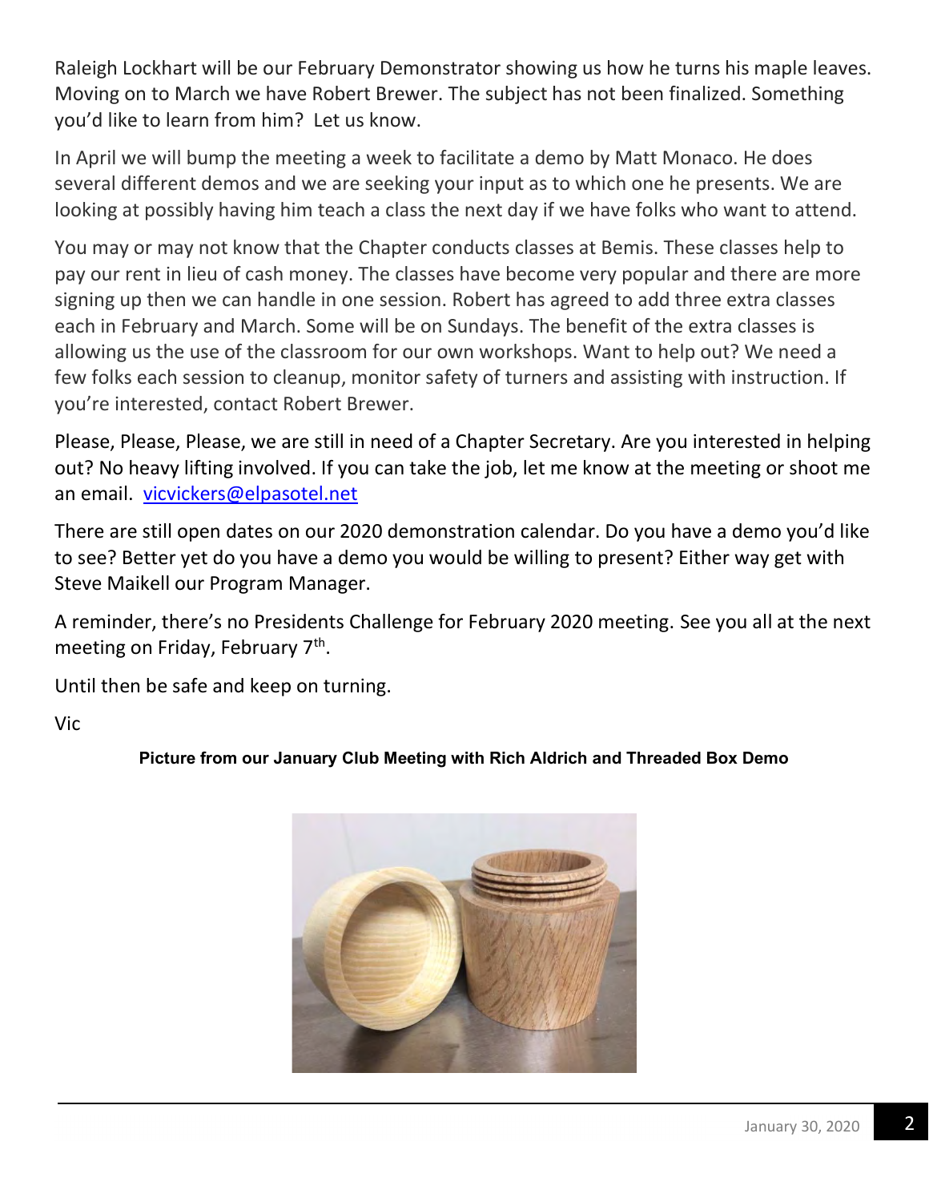Raleigh Lockhart will be our February Demonstrator showing us how he turns his maple leaves. Moving on to March we have Robert Brewer. The subject has not been finalized. Something you'd like to learn from him? Let us know.

In April we will bump the meeting a week to facilitate a demo by Matt Monaco. He does several different demos and we are seeking your input as to which one he presents. We are looking at possibly having him teach a class the next day if we have folks who want to attend.

You may or may not know that the Chapter conducts classes at Bemis. These classes help to pay our rent in lieu of cash money. The classes have become very popular and there are more signing up then we can handle in one session. Robert has agreed to add three extra classes each in February and March. Some will be on Sundays. The benefit of the extra classes is allowing us the use of the classroom for our own workshops. Want to help out? We need a few folks each session to cleanup, monitor safety of turners and assisting with instruction. If you're interested, contact Robert Brewer.

Please, Please, Please, we are still in need of a Chapter Secretary. Are you interested in helping out? No heavy lifting involved. If you can take the job, let me know at the meeting or shoot me an email. vicvickers@elpasotel.net

There are still open dates on our 2020 demonstration calendar. Do you have a demo you'd like to see? Better yet do you have a demo you would be willing to present? Either way get with Steve Maikell our Program Manager.

A reminder, there's no Presidents Challenge for February 2020 meeting. See you all at the next meeting on Friday, February 7th.

Until then be safe and keep on turning.

Vic

**Picture from our January Club Meeting with Rich Aldrich and Threaded Box Demo**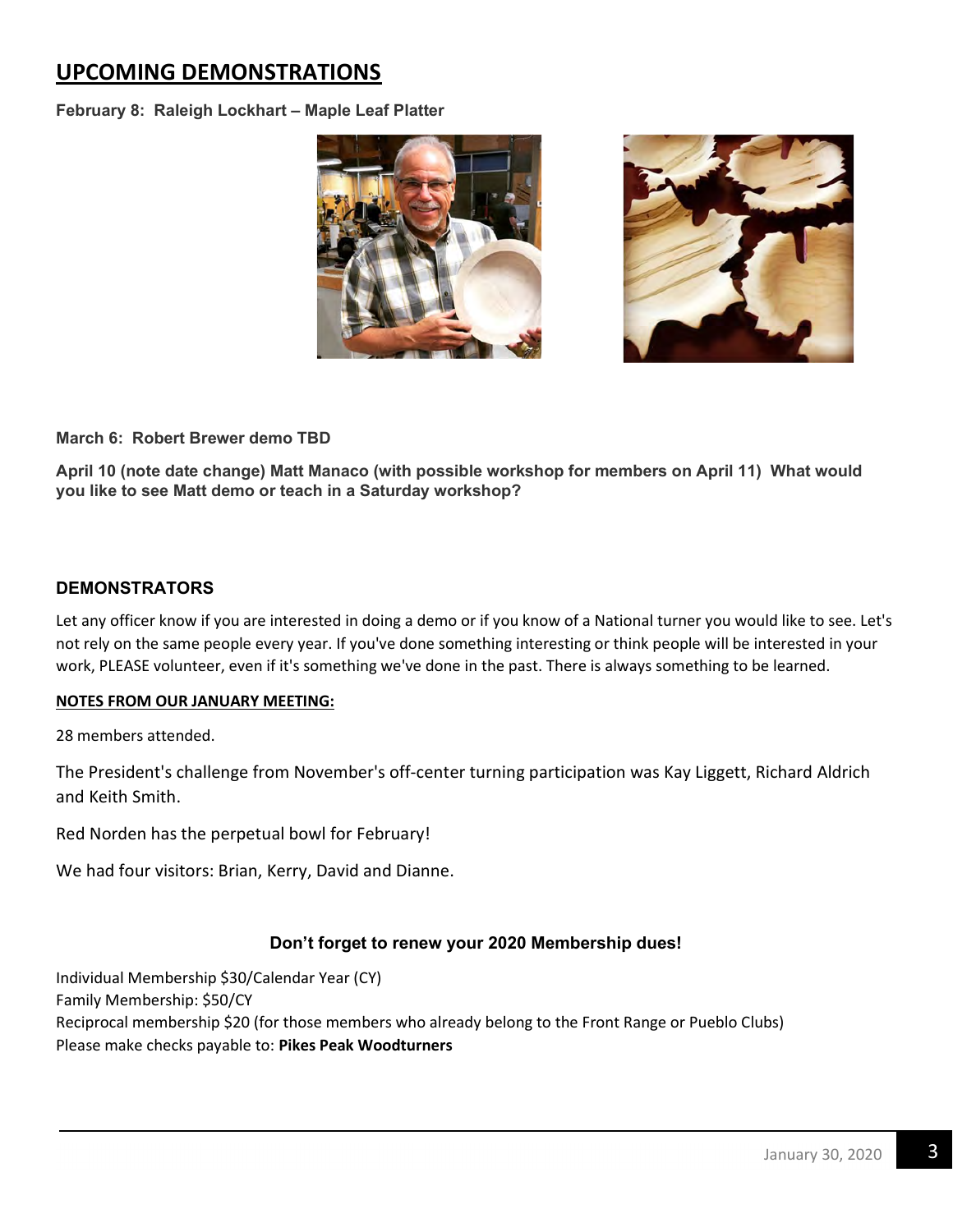## UPCOMING DEMONSTRATIONS

**February 8: Raleigh Lockhart – Maple Leaf Platter**

**March 6: Robert Brewer demo TBD**

**April 10 (note date change) Matt Manaco (with possible workshop for members on April 11) What would you like to see Matt demo or teach in a Saturday workshop?**

### DEMONSTRATORS

Let any officer know if you are interested in doing a demo or if you know of a National turner you would like to see. Let's not rely on the same people every year. If you've done something interesting or think people will be interested in your work, PLEASE volunteer, even if it's something we've done in the past. There is always something to be learned.

**NOTES FROM OUR JANUARY MEETING:**

28 members attended.

The President's challenge from November's off-center turning participation was Kay Liggett, Richard Aldrich and Keith Smith.

Red Norden has the perpetual bowl for February!

We had four visitors: Brian, Kerry, David and Dianne.

**Don't forget to renew your 2020 Membership dues!**

Individual Membership $30/Calendar Year (CY)
Family Membership: $50/CY
Reciprocal membership $20 (for those members who already belong to the Front Range or Pueblo Clubs)
Please make checks payable to: **Pikes Peak Woodturners**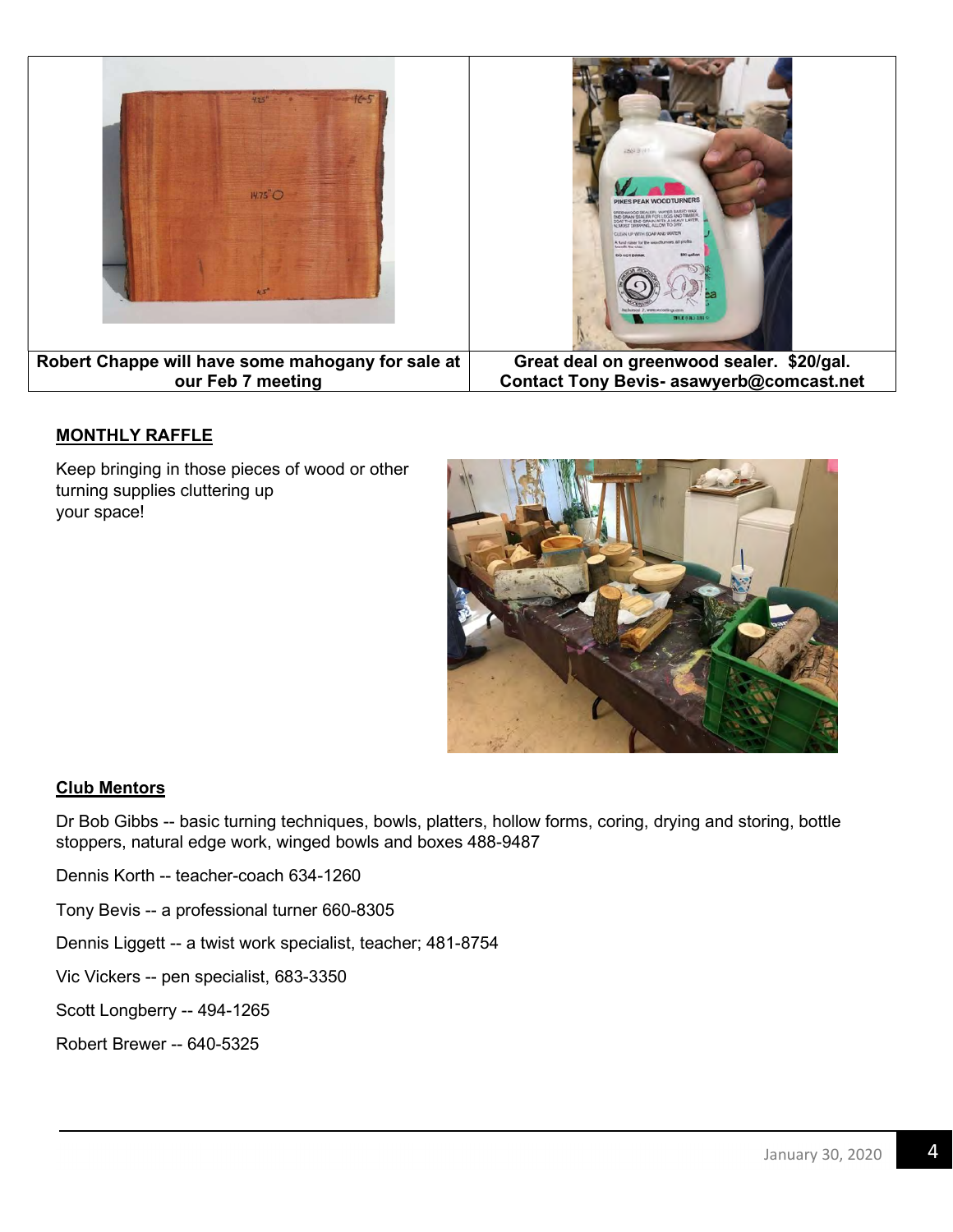| Robert Chappe will have some mahogany for sale at our Feb 7 meeting | Great deal on greenwood sealer. $20/gal. Contact Tony Bevis- asawyerb@comcast.net |
| --- | --- |

**MONTHLY RAFFLE**

Keep bringing in those pieces of wood or other turning supplies cluttering up your space!

**Club Mentors**

Dr Bob Gibbs -- basic turning techniques, bowls, platters, hollow forms, coring, drying and storing, bottle stoppers, natural edge work, winged bowls and boxes 488-9487

Dennis Korth -- teacher-coach 634-1260

Tony Bevis -- a professional turner 660-8305

Dennis Liggett -- a twist work specialist, teacher; 481-8754

Vic Vickers -- pen specialist, 683-3350

Scott Longberry -- 494-1265

Robert Brewer -- 640-5325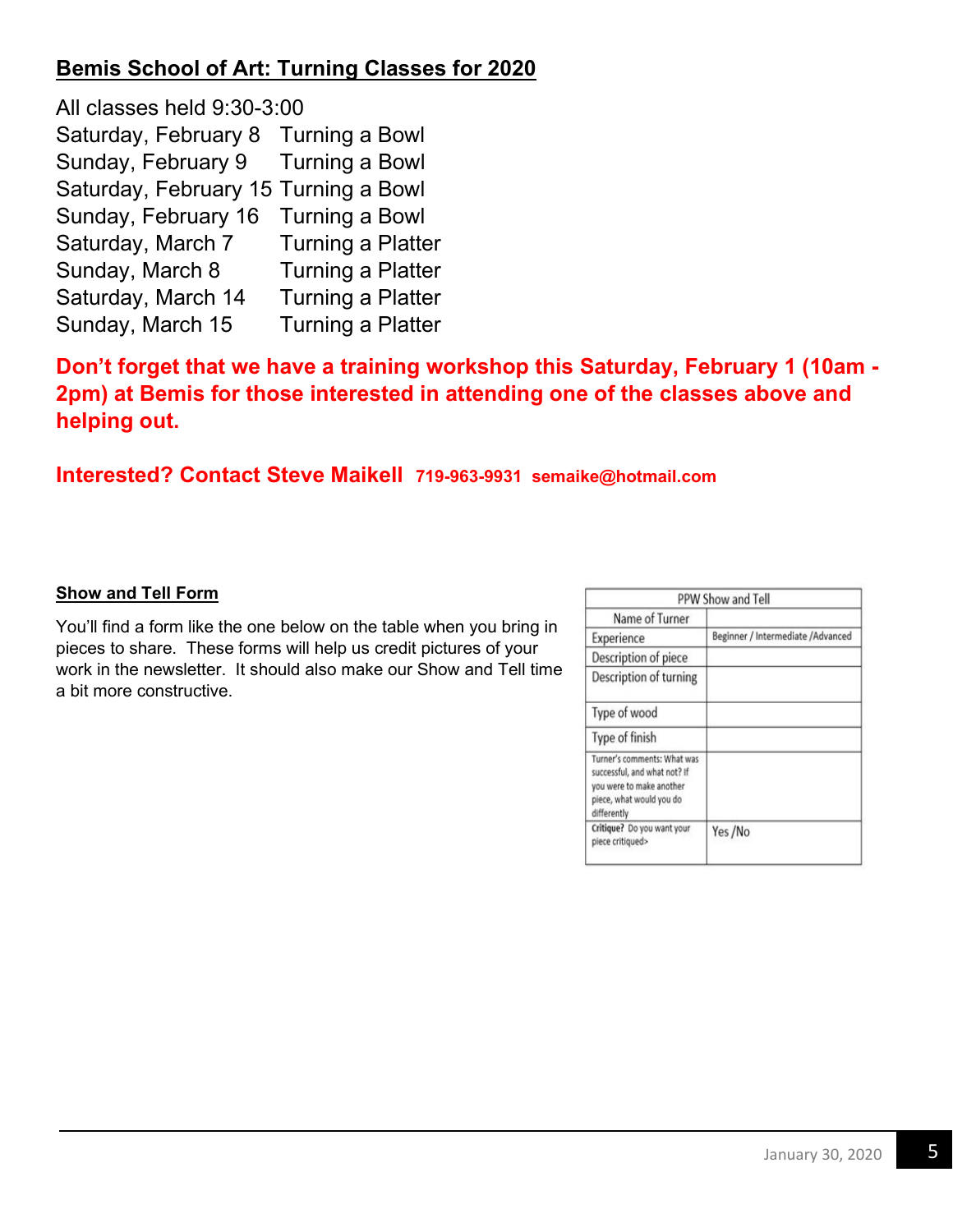## Bemis School of Art: Turning Classes for 2020

All classes held 9:30-3:00

| | |
|---|---|
| Saturday, February 8 | Turning a Bowl |
| Sunday, February 9 | Turning a Bowl |
| Saturday, February 15 | Turning a Bowl |
| Sunday, February 16 | Turning a Bowl |
| Saturday, March 7 | Turning a Platter |
| Sunday, March 8 | Turning a Platter |
| Saturday, March 14 | Turning a Platter |
| Sunday, March 15 | Turning a Platter |

**Don't forget that we have a training workshop this Saturday, February 1 (10am - 2pm) at Bemis for those interested in attending one of the classes above and helping out.**

**Interested? Contact Steve Maikell 719-963-9931 semaike@hotmail.com**

### Show and Tell Form

You'll find a form like the one below on the table when you bring in pieces to share. These forms will help us credit pictures of your work in the newsletter. It should also make our Show and Tell time a bit more constructive.

| PPW Show and Tell | |
|---|---|
| Name of Turner | |
| Experience | Beginner / Intermediate /Advanced |
| Description of piece | |
| Description of turning | |
| Type of wood | |
| Type of finish | |
| Turner's comments: What was successful, and what not? If you were to make another piece, what would you do differently | |
| **Critique?** Do you want your piece critiqued> | Yes /No |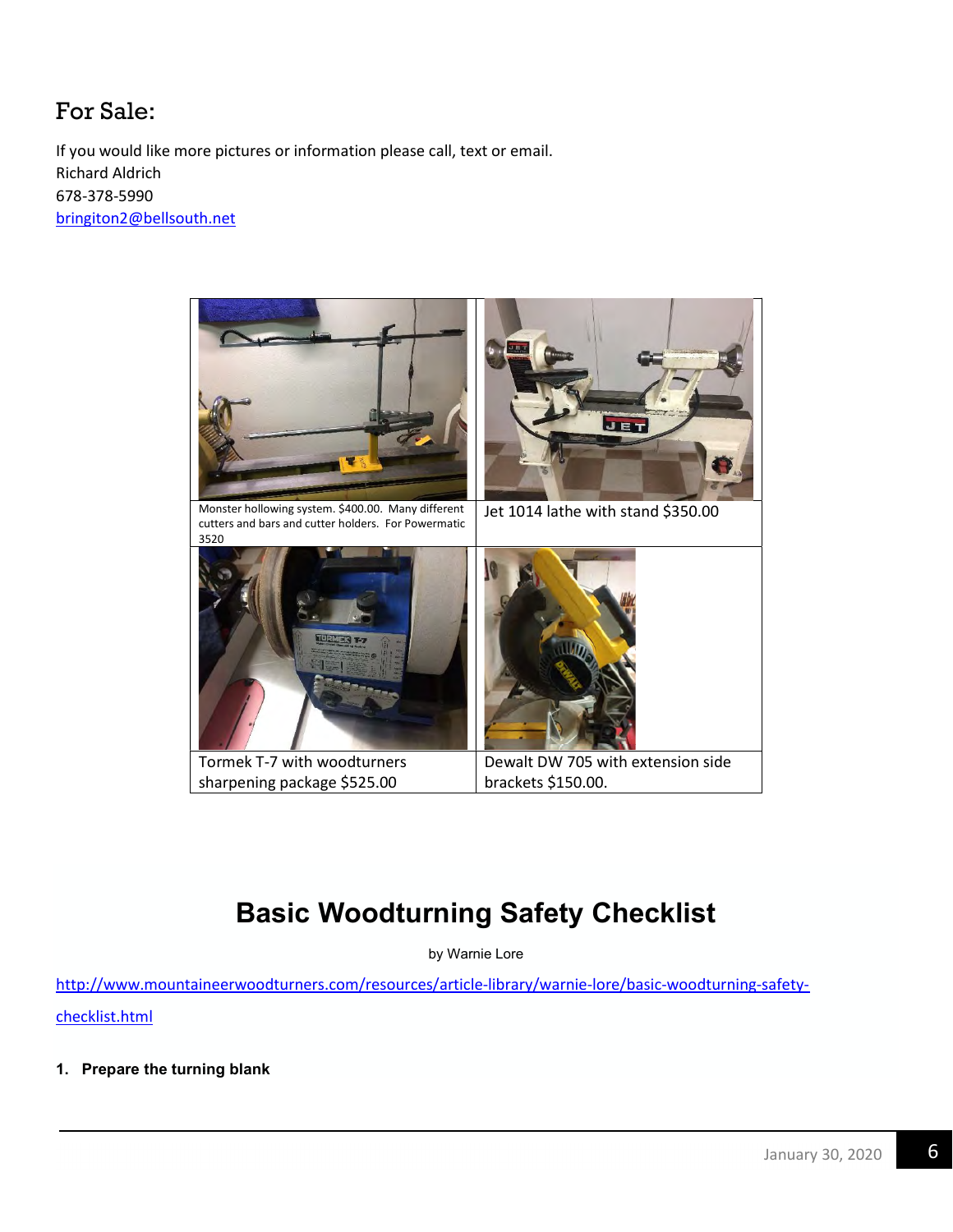## For Sale:

If you would like more pictures or information please call, text or email.
Richard Aldrich
678-378-5990
bringiton2@bellsouth.net

| | |
|---|---|
| Monster hollowing system. $400.00. Many different cutters and bars and cutter holders. For Powermatic 3520 | Jet 1014 lathe with stand $350.00 |
| Tormek T-7 with woodturners sharpening package $525.00 | Dewalt DW 705 with extension side brackets $150.00. |

# Basic Woodturning Safety Checklist

by Warnie Lore

http://www.mountaineerwoodturners.com/resources/article-library/warnie-lore/basic-woodturning-safety-checklist.html

**1. Prepare the turning blank**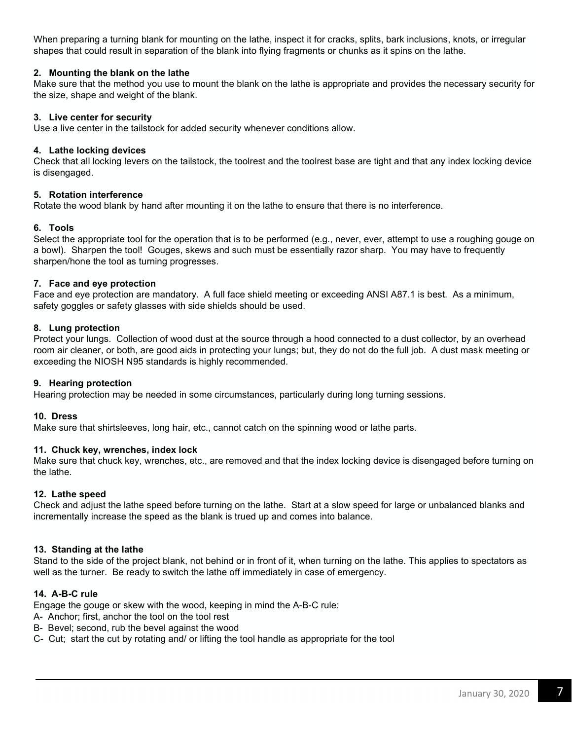When preparing a turning blank for mounting on the lathe, inspect it for cracks, splits, bark inclusions, knots, or irregular shapes that could result in separation of the blank into flying fragments or chunks as it spins on the lathe.

### 2. Mounting the blank on the lathe

Make sure that the method you use to mount the blank on the lathe is appropriate and provides the necessary security for the size, shape and weight of the blank.

### 3. Live center for security

Use a live center in the tailstock for added security whenever conditions allow.

### 4. Lathe locking devices

Check that all locking levers on the tailstock, the toolrest and the toolrest base are tight and that any index locking device is disengaged.

### 5. Rotation interference

Rotate the wood blank by hand after mounting it on the lathe to ensure that there is no interference.

### 6. Tools

Select the appropriate tool for the operation that is to be performed (e.g., never, ever, attempt to use a roughing gouge on a bowl). Sharpen the tool! Gouges, skews and such must be essentially razor sharp. You may have to frequently sharpen/hone the tool as turning progresses.

### 7. Face and eye protection

Face and eye protection are mandatory. A full face shield meeting or exceeding ANSI A87.1 is best. As a minimum, safety goggles or safety glasses with side shields should be used.

### 8. Lung protection

Protect your lungs. Collection of wood dust at the source through a hood connected to a dust collector, by an overhead room air cleaner, or both, are good aids in protecting your lungs; but, they do not do the full job. A dust mask meeting or exceeding the NIOSH N95 standards is highly recommended.

### 9. Hearing protection

Hearing protection may be needed in some circumstances, particularly during long turning sessions.

### 10. Dress

Make sure that shirtsleeves, long hair, etc., cannot catch on the spinning wood or lathe parts.

### 11. Chuck key, wrenches, index lock

Make sure that chuck key, wrenches, etc., are removed and that the index locking device is disengaged before turning on the lathe.

### 12. Lathe speed

Check and adjust the lathe speed before turning on the lathe. Start at a slow speed for large or unbalanced blanks and incrementally increase the speed as the blank is trued up and comes into balance.

### 13. Standing at the lathe

Stand to the side of the project blank, not behind or in front of it, when turning on the lathe. This applies to spectators as well as the turner. Be ready to switch the lathe off immediately in case of emergency.

### 14. A-B-C rule

Engage the gouge or skew with the wood, keeping in mind the A-B-C rule:

A- Anchor; first, anchor the tool on the tool rest
B- Bevel; second, rub the bevel against the wood
C- Cut; start the cut by rotating and/ or lifting the tool handle as appropriate for the tool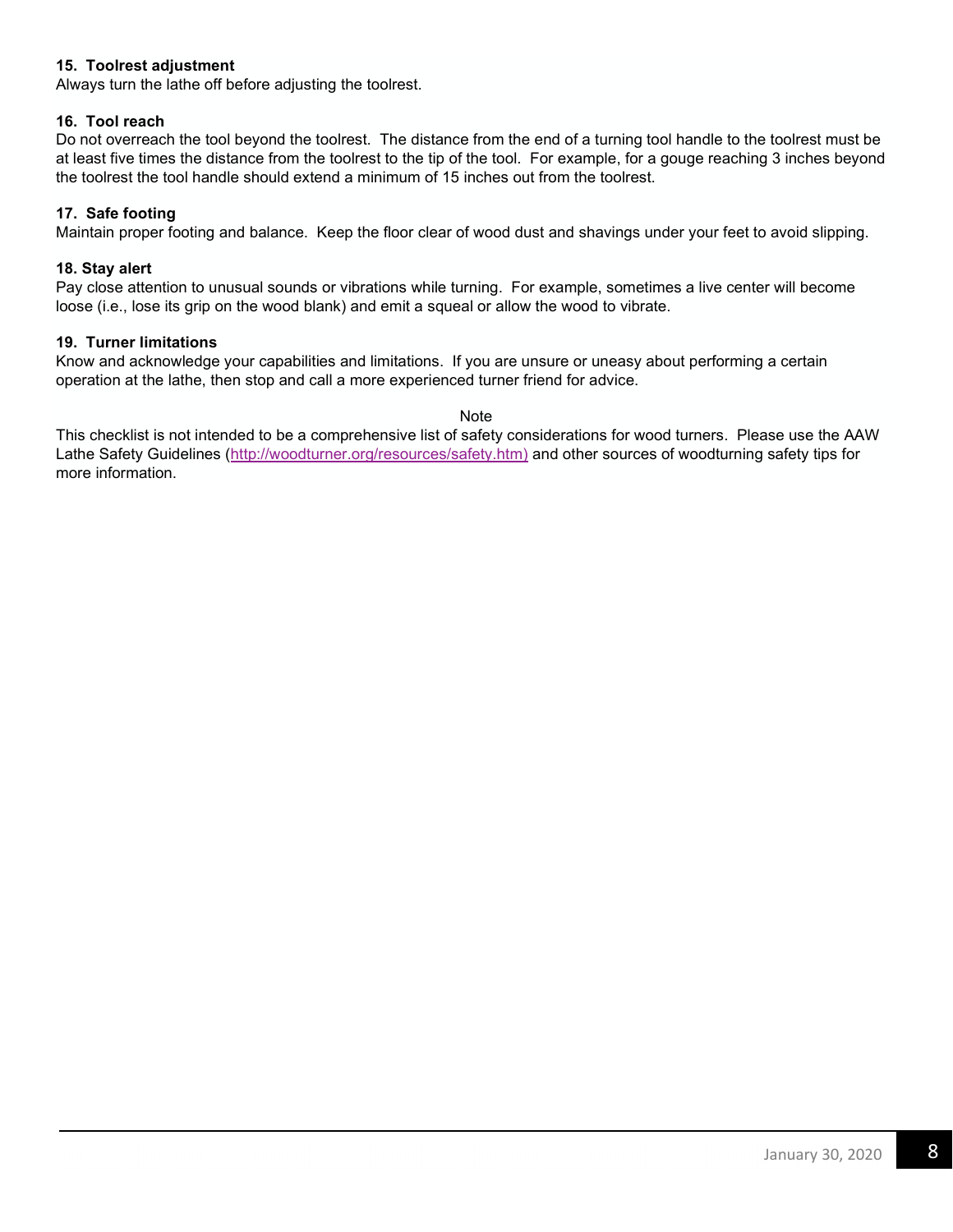**15. Toolrest adjustment**
Always turn the lathe off before adjusting the toolrest.

**16. Tool reach**
Do not overreach the tool beyond the toolrest. The distance from the end of a turning tool handle to the toolrest must be at least five times the distance from the toolrest to the tip of the tool. For example, for a gouge reaching 3 inches beyond the toolrest the tool handle should extend a minimum of 15 inches out from the toolrest.

**17. Safe footing**
Maintain proper footing and balance. Keep the floor clear of wood dust and shavings under your feet to avoid slipping.

**18. Stay alert**
Pay close attention to unusual sounds or vibrations while turning. For example, sometimes a live center will become loose (i.e., lose its grip on the wood blank) and emit a squeal or allow the wood to vibrate.

**19. Turner limitations**
Know and acknowledge your capabilities and limitations. If you are unsure or uneasy about performing a certain operation at the lathe, then stop and call a more experienced turner friend for advice.

Note

This checklist is not intended to be a comprehensive list of safety considerations for wood turners. Please use the AAW Lathe Safety Guidelines (http://woodturner.org/resources/safety.htm) and other sources of woodturning safety tips for more information.